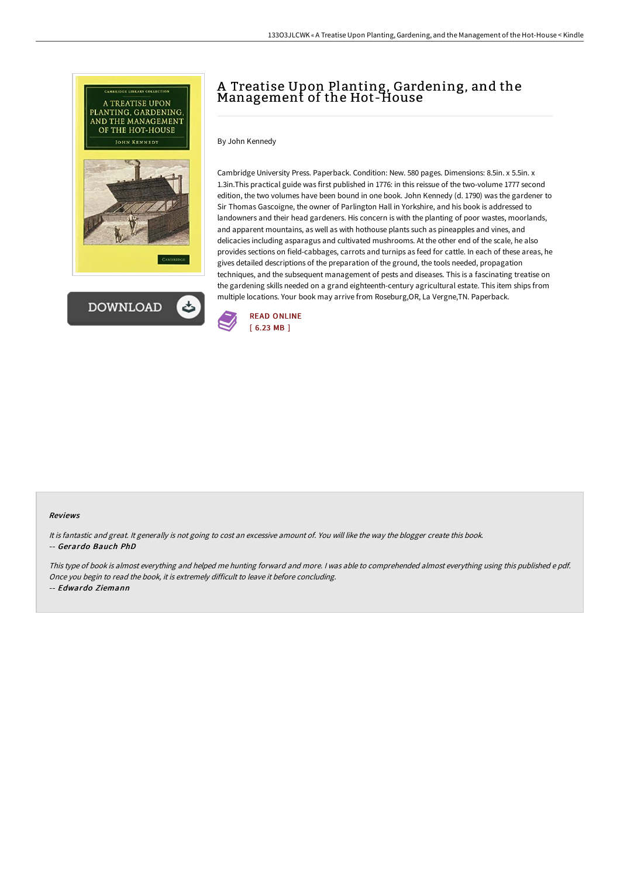# A Treatise Upon Planting, Gardening, and the Management of the Hot-House

By John Kennedy

Cambridge University Press. Paperback. Condition: New. 580 pages. Dimensions: 8.5in. x 5.5in. x 1.3in.This practical guide was first published in 1776: in this reissue of the two-volume 1777 second edition, the two volumes have been bound in one book. John Kennedy (d. 1790) was the gardener to Sir Thomas Gascoigne, the owner of Parlington Hall in Yorkshire, and his book is addressed to landowners and their head gardeners. His concern is with the planting of poor wastes, moorlands, and apparent mountains, as well as with hothouse plants such as pineapples and vines, and delicacies including asparagus and cultivated mushrooms. At the other end of the scale, he also provides sections on field-cabbages, carrots and turnips as feed for cattle. In each of these areas, he gives detailed descriptions of the preparation of the ground, the tools needed, propagation techniques, and the subsequent management of pests and diseases. This is a fascinating treatise on the gardening skills needed on a grand eighteenth-century agricultural estate. This item ships from multiple locations. Your book may arrive from Roseburg,OR, La Vergne,TN. Paperback.

READ ONLINE
[ 6.23 MB ]

### Reviews

*It is fantastic and great. It generally is not going to cost an excessive amount of. You will like the way the blogger create this book.*
-- ***Gerardo Bauch PhD***

*This type of book is almost everything and helped me hunting forward and more. I was able to comprehended almost everything using this published e pdf. Once you begin to read the book, it is extremely difficult to leave it before concluding.*
-- ***Edwardo Ziemann***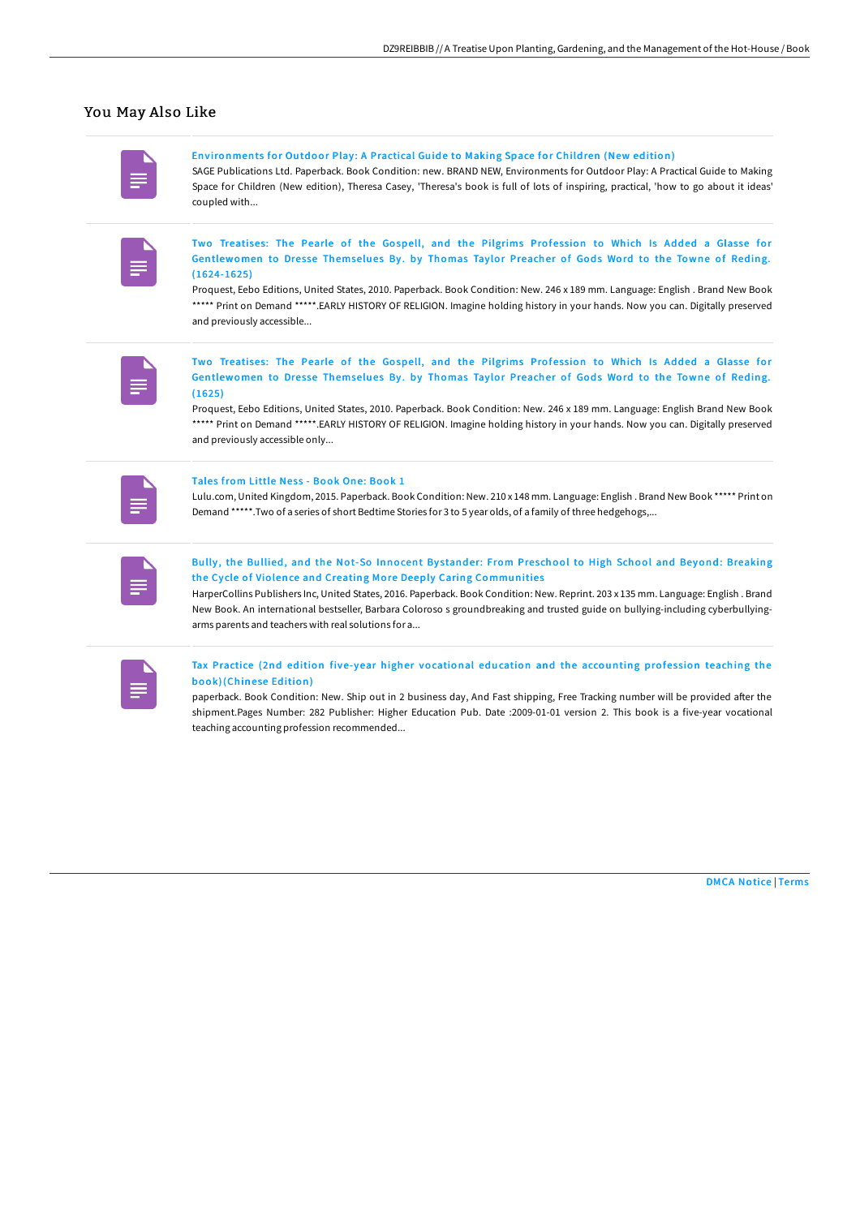## You May Also Like

**Environments for Outdoor Play: A Practical Guide to Making Space for Children (New edition)**

SAGE Publications Ltd. Paperback. Book Condition: new. BRAND NEW, Environments for Outdoor Play: A Practical Guide to Making Space for Children (New edition), Theresa Casey, 'Theresa's book is full of lots of inspiring, practical, 'how to go about it ideas' coupled with...

**Two Treatises: The Pearle of the Gospell, and the Pilgrims Profession to Which Is Added a Glasse for Gentlewomen to Dresse Themselues By. by Thomas Taylor Preacher of Gods Word to the Towne of Reding. (1624-1625)**

Proquest, Eebo Editions, United States, 2010. Paperback. Book Condition: New. 246 x 189 mm. Language: English . Brand New Book ***** Print on Demand *****.EARLY HISTORY OF RELIGION. Imagine holding history in your hands. Now you can. Digitally preserved and previously accessible...

**Two Treatises: The Pearle of the Gospell, and the Pilgrims Profession to Which Is Added a Glasse for Gentlewomen to Dresse Themselues By. by Thomas Taylor Preacher of Gods Word to the Towne of Reding. (1625)**

Proquest, Eebo Editions, United States, 2010. Paperback. Book Condition: New. 246 x 189 mm. Language: English Brand New Book ***** Print on Demand *****.EARLY HISTORY OF RELIGION. Imagine holding history in your hands. Now you can. Digitally preserved and previously accessible only...

**Tales from Little Ness - Book One: Book 1**

Lulu.com, United Kingdom, 2015. Paperback. Book Condition: New. 210 x 148 mm. Language: English . Brand New Book ***** Print on Demand *****.Two of a series of short Bedtime Stories for 3 to 5 year olds, of a family of three hedgehogs,...

**Bully, the Bullied, and the Not-So Innocent Bystander: From Preschool to High School and Beyond: Breaking the Cycle of Violence and Creating More Deeply Caring Communities**

HarperCollins Publishers Inc, United States, 2016. Paperback. Book Condition: New. Reprint. 203 x 135 mm. Language: English . Brand New Book. An international bestseller, Barbara Coloroso s groundbreaking and trusted guide on bullying-including cyberbullying-arms parents and teachers with real solutions for a...

**Tax Practice (2nd edition five-year higher vocational education and the accounting profession teaching the book)(Chinese Edition)**

paperback. Book Condition: New. Ship out in 2 business day, And Fast shipping, Free Tracking number will be provided after the shipment.Pages Number: 282 Publisher: Higher Education Pub. Date :2009-01-01 version 2. This book is a five-year vocational teaching accounting profession recommended...

DMCA Notice | Terms